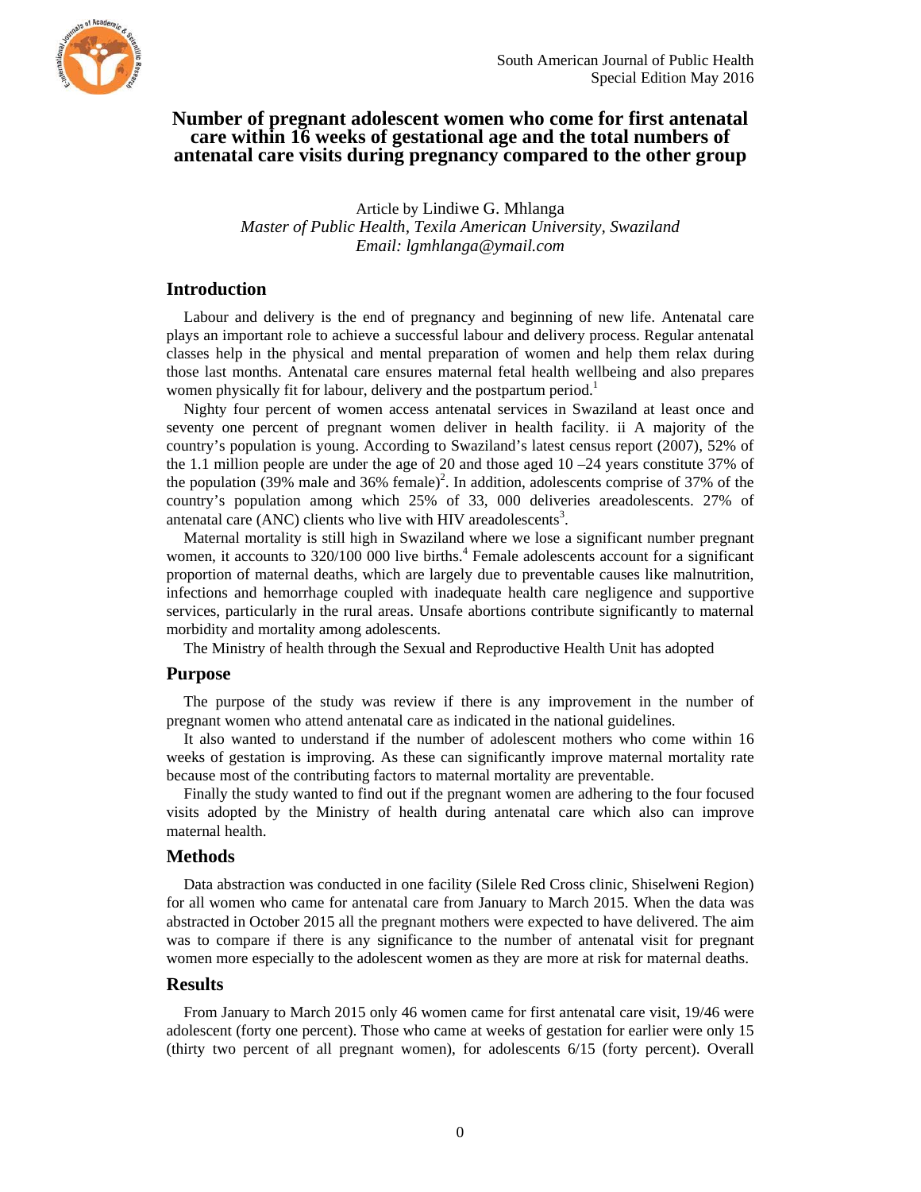# Number of pregnant adolescent women who come for first antenatal care within 16 weeks of gestational age and the total numbers of antenatal care visits during pregnancy compared to the other group

Article by Lindiwe G. Mhlanga
*Master of Public Health, Texila American University, Swaziland*
*Email: lgmhlanga@ymail.com*

## Introduction

Labour and delivery is the end of pregnancy and beginning of new life. Antenatal care plays an important role to achieve a successful labour and delivery process. Regular antenatal classes help in the physical and mental preparation of women and help them relax during those last months. Antenatal care ensures maternal fetal health wellbeing and also prepares women physically fit for labour, delivery and the postpartum period.[1]

Nighty four percent of women access antenatal services in Swaziland at least once and seventy one percent of pregnant women deliver in health facility. ii A majority of the country's population is young. According to Swaziland's latest census report (2007), 52% of the 1.1 million people are under the age of 20 and those aged 10 –24 years constitute 37% of the population (39% male and 36% female)[2]. In addition, adolescents comprise of 37% of the country's population among which 25% of 33, 000 deliveries areadolescents. 27% of antenatal care (ANC) clients who live with HIV areadolescents[3].

Maternal mortality is still high in Swaziland where we lose a significant number pregnant women, it accounts to 320/100 000 live births.[4] Female adolescents account for a significant proportion of maternal deaths, which are largely due to preventable causes like malnutrition, infections and hemorrhage coupled with inadequate health care negligence and supportive services, particularly in the rural areas. Unsafe abortions contribute significantly to maternal morbidity and mortality among adolescents.

The Ministry of health through the Sexual and Reproductive Health Unit has adopted

## Purpose

The purpose of the study was review if there is any improvement in the number of pregnant women who attend antenatal care as indicated in the national guidelines.

It also wanted to understand if the number of adolescent mothers who come within 16 weeks of gestation is improving. As these can significantly improve maternal mortality rate because most of the contributing factors to maternal mortality are preventable.

Finally the study wanted to find out if the pregnant women are adhering to the four focused visits adopted by the Ministry of health during antenatal care which also can improve maternal health.

## Methods

Data abstraction was conducted in one facility (Silele Red Cross clinic, Shiselweni Region) for all women who came for antenatal care from January to March 2015. When the data was abstracted in October 2015 all the pregnant mothers were expected to have delivered. The aim was to compare if there is any significance to the number of antenatal visit for pregnant women more especially to the adolescent women as they are more at risk for maternal deaths.

## Results

From January to March 2015 only 46 women came for first antenatal care visit, 19/46 were adolescent (forty one percent). Those who came at weeks of gestation for earlier were only 15 (thirty two percent of all pregnant women), for adolescents 6/15 (forty percent). Overall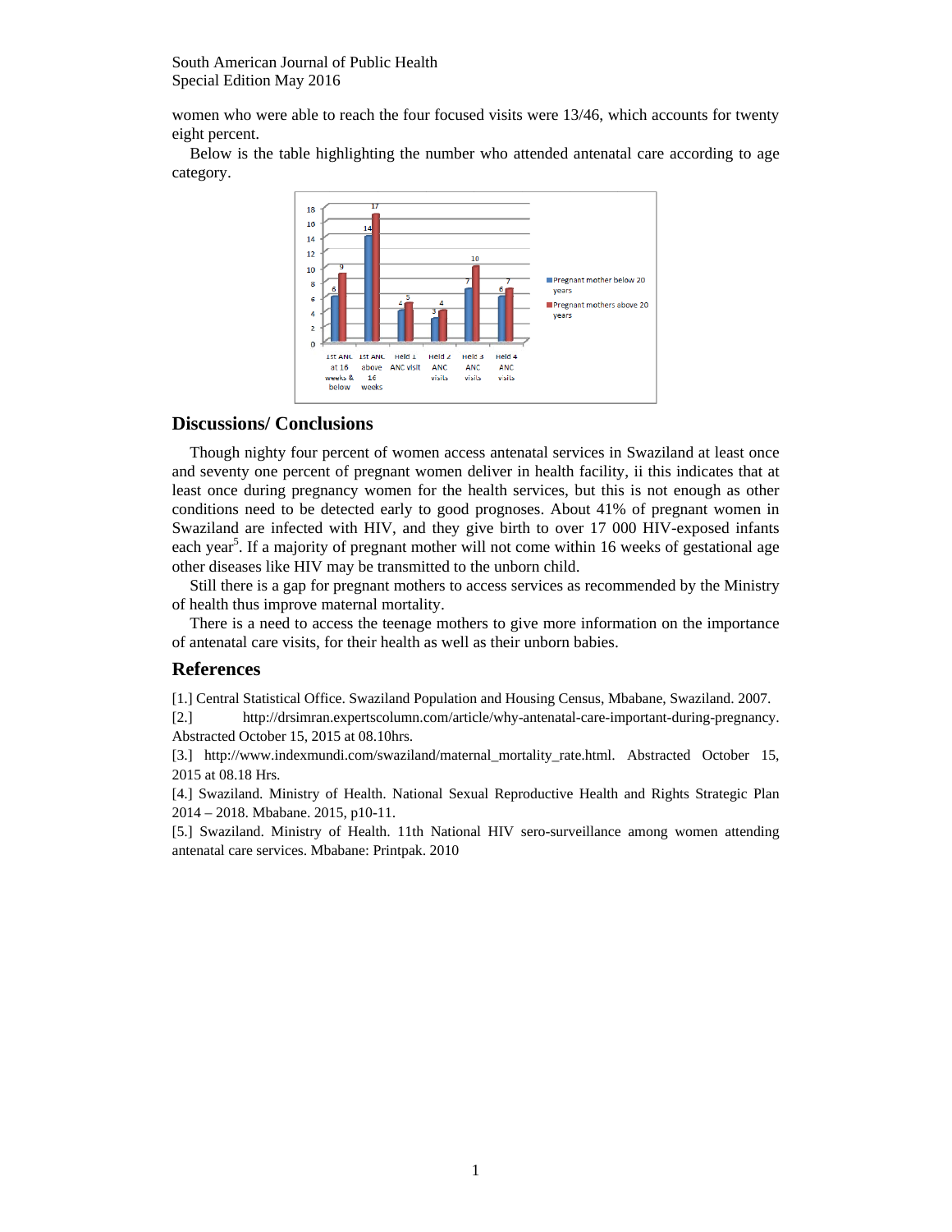women who were able to reach the four focused visits were 13/46, which accounts for twenty eight percent.

Below is the table highlighting the number who attended antenatal care according to age category.

18
16
14
12
10
8
6
4
2
0

6 9
14 17
4 5
3 4
7 10
6 7

1st ANC at 16 weeks & below
1st ANC above 16 weeks
Held 1 ANC visit
Held 2 ANC visits
Held 3 ANC visits
Held 4 ANC visits

Pregnant mother below 20 years
Pregnant mothers above 20 years

## Discussions/ Conclusions

Though nighty four percent of women access antenatal services in Swaziland at least once and seventy one percent of pregnant women deliver in health facility, ii this indicates that at least once during pregnancy women for the health services, but this is not enough as other conditions need to be detected early to good prognoses. About 41% of pregnant women in Swaziland are infected with HIV, and they give birth to over 17 000 HIV-exposed infants each year[5]. If a majority of pregnant mother will not come within 16 weeks of gestational age other diseases like HIV may be transmitted to the unborn child.

Still there is a gap for pregnant mothers to access services as recommended by the Ministry of health thus improve maternal mortality.

There is a need to access the teenage mothers to give more information on the importance of antenatal care visits, for their health as well as their unborn babies.

## References

[1.] Central Statistical Office. Swaziland Population and Housing Census, Mbabane, Swaziland. 2007.

[2.] http://drsimran.expertscolumn.com/article/why-antenatal-care-important-during-pregnancy. Abstracted October 15, 2015 at 08.10hrs.

[3.] http://www.indexmundi.com/swaziland/maternal_mortality_rate.html. Abstracted October 15, 2015 at 08.18 Hrs.

[4.] Swaziland. Ministry of Health. National Sexual Reproductive Health and Rights Strategic Plan 2014 – 2018. Mbabane. 2015, p10-11.

[5.] Swaziland. Ministry of Health. 11th National HIV sero-surveillance among women attending antenatal care services. Mbabane: Printpak. 2010